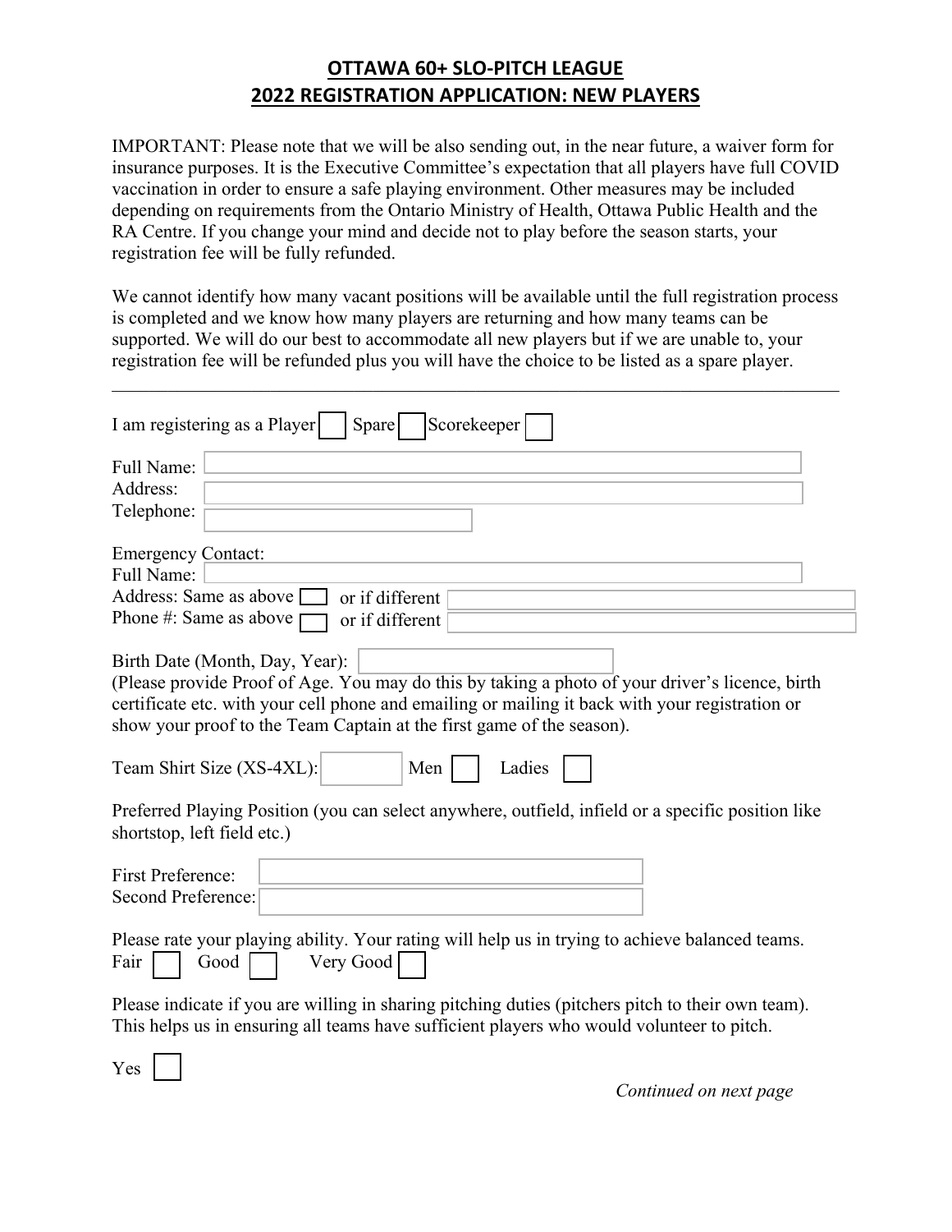# OTTAWA 60+ SLO-PITCH LEAGUE
## 2022 REGISTRATION APPLICATION: NEW PLAYERS

IMPORTANT: Please note that we will be also sending out, in the near future, a waiver form for insurance purposes. It is the Executive Committee's expectation that all players have full COVID vaccination in order to ensure a safe playing environment. Other measures may be included depending on requirements from the Ontario Ministry of Health, Ottawa Public Health and the RA Centre. If you change your mind and decide not to play before the season starts, your registration fee will be fully refunded.

We cannot identify how many vacant positions will be available until the full registration process is completed and we know how many players are returning and how many teams can be supported. We will do our best to accommodate all new players but if we are unable to, your registration fee will be refunded plus you will have the choice to be listed as a spare player.

---

I am registering as a Player ☐ Spare ☐ Scorekeeper ☐

Full Name: \_\_\_\_\_\_\_\_\_\_\_\_\_\_\_\_\_\_\_\_

Address: \_\_\_\_\_\_\_\_\_\_\_\_\_\_\_\_\_\_\_\_

Telephone: \_\_\_\_\_\_\_\_\_\_\_\_\_\_\_\_\_\_\_\_

Emergency Contact:

Full Name: \_\_\_\_\_\_\_\_\_\_\_\_\_\_\_\_\_\_\_\_

Address: Same as above ☐ or if different \_\_\_\_\_\_\_\_\_\_\_\_\_\_\_\_\_\_\_\_

Phone #: Same as above ☐ or if different \_\_\_\_\_\_\_\_\_\_\_\_\_\_\_\_\_\_\_\_

Birth Date (Month, Day, Year): \_\_\_\_\_\_\_\_\_\_\_\_\_\_\_\_\_\_\_\_

(Please provide Proof of Age. You may do this by taking a photo of your driver's licence, birth certificate etc. with your cell phone and emailing or mailing it back with your registration or show your proof to the Team Captain at the first game of the season).

Team Shirt Size (XS-4XL): \_\_\_\_\_\_ Men ☐ Ladies ☐

Preferred Playing Position (you can select anywhere, outfield, infield or a specific position like shortstop, left field etc.)

First Preference: \_\_\_\_\_\_\_\_\_\_\_\_\_\_\_\_\_\_\_\_

Second Preference: \_\_\_\_\_\_\_\_\_\_\_\_\_\_\_\_\_\_\_\_

Please rate your playing ability. Your rating will help us in trying to achieve balanced teams.

Fair ☐ Good ☐ Very Good ☐

Please indicate if you are willing in sharing pitching duties (pitchers pitch to their own team). This helps us in ensuring all teams have sufficient players who would volunteer to pitch.

Yes ☐

*Continued on next page*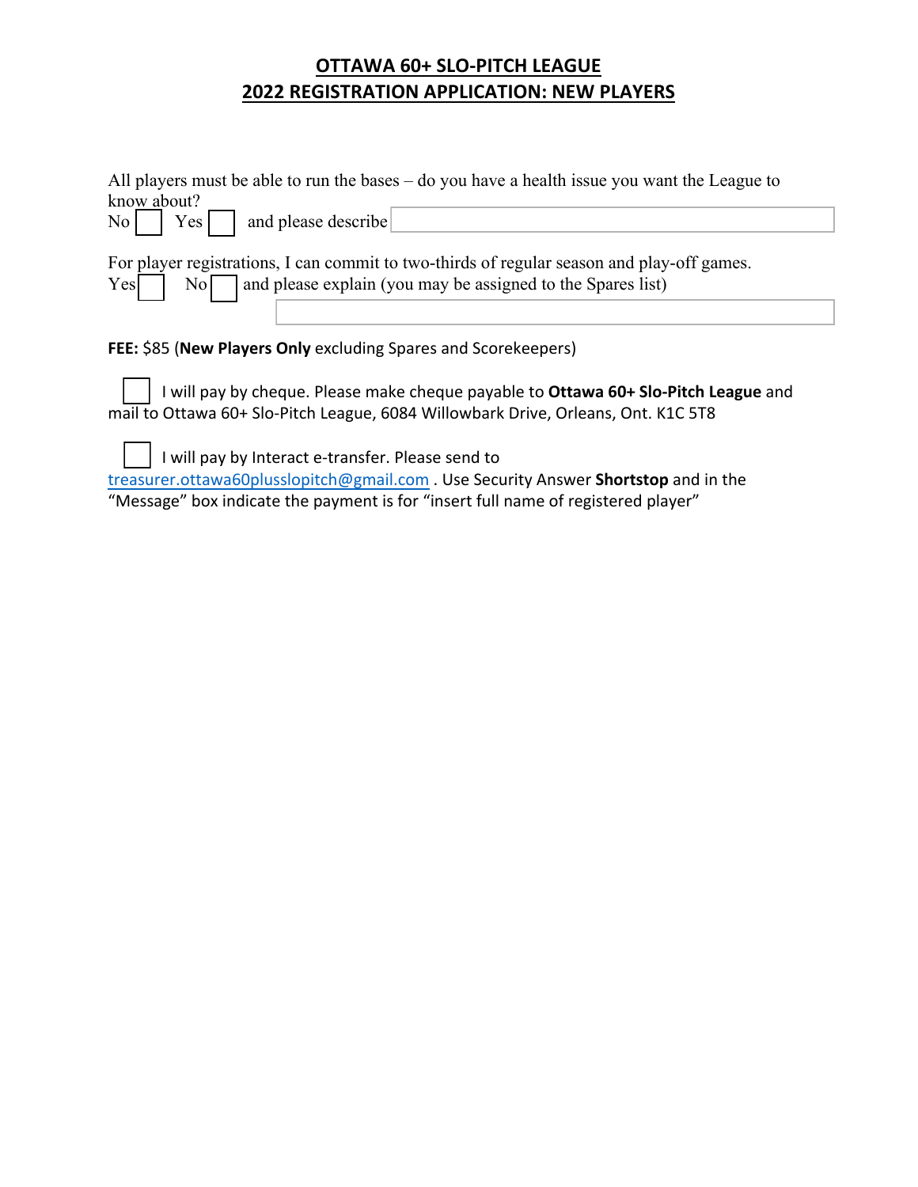# OTTAWA 60+ SLO-PITCH LEAGUE
# 2022 REGISTRATION APPLICATION: NEW PLAYERS

All players must be able to run the bases – do you have a health issue you want the League to know about?

No ☐ Yes ☐ and please describe ____________________

For player registrations, I can commit to two-thirds of regular season and play-off games.

Yes ☐ No ☐ and please explain (you may be assigned to the Spares list)

____________________

**FEE:** $85 (**New Players Only** excluding Spares and Scorekeepers)

☐ I will pay by cheque. Please make cheque payable to **Ottawa 60+ Slo-Pitch League** and mail to Ottawa 60+ Slo-Pitch League, 6084 Willowbark Drive, Orleans, Ont. K1C 5T8

☐ I will pay by Interact e-transfer. Please send to treasurer.ottawa60plusslopitch@gmail.com . Use Security Answer **Shortstop** and in the "Message" box indicate the payment is for "insert full name of registered player"